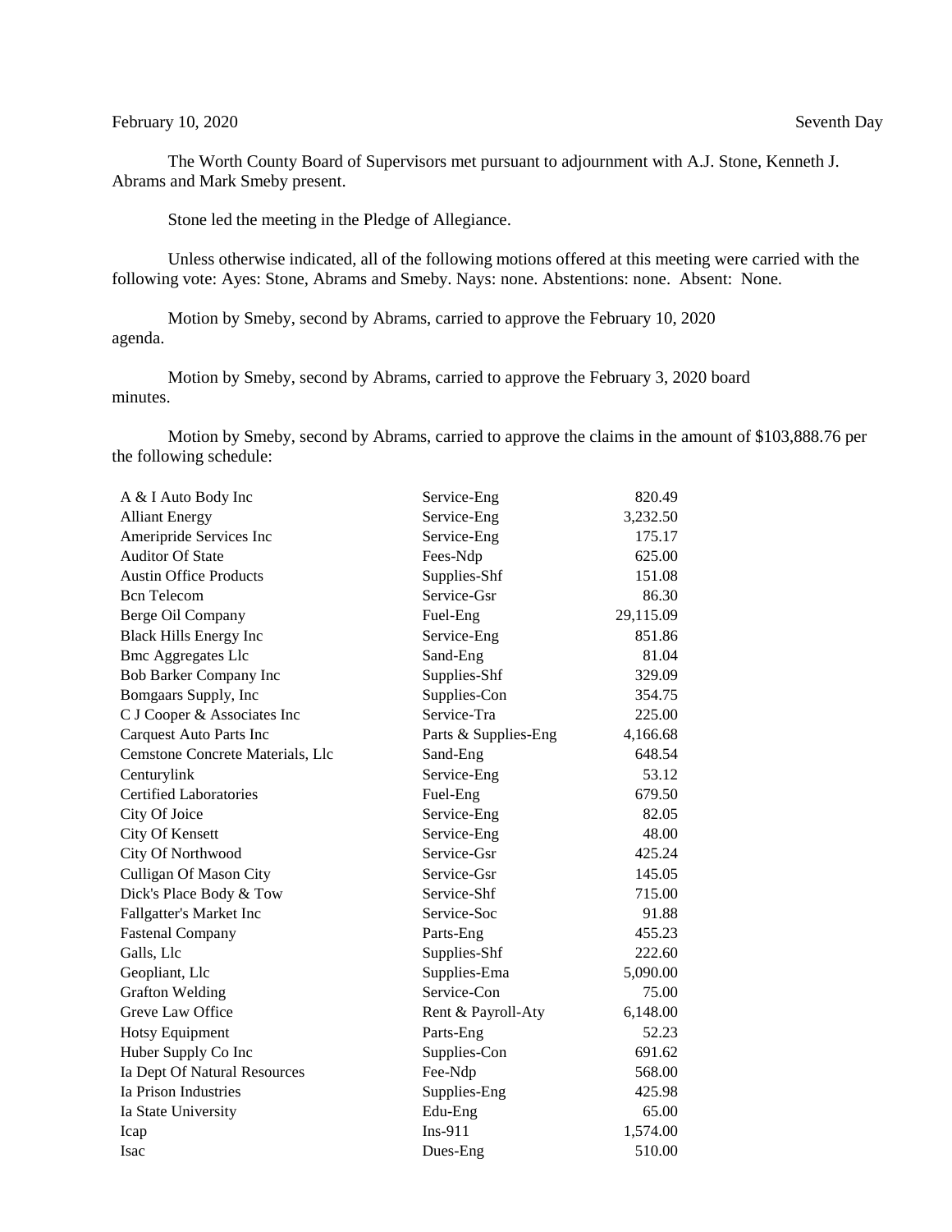February 10, 2020 Seventh Day

The Worth County Board of Supervisors met pursuant to adjournment with A.J. Stone, Kenneth J. Abrams and Mark Smeby present.

Stone led the meeting in the Pledge of Allegiance.

Unless otherwise indicated, all of the following motions offered at this meeting were carried with the following vote: Ayes: Stone, Abrams and Smeby. Nays: none. Abstentions: none. Absent: None.

Motion by Smeby, second by Abrams, carried to approve the February 10, 2020 agenda.

Motion by Smeby, second by Abrams, carried to approve the February 3, 2020 board minutes.

Motion by Smeby, second by Abrams, carried to approve the claims in the amount of $103,888.76 per the following schedule:

| | | |
|---|---|---|
| A & I Auto Body Inc | Service-Eng | 820.49 |
| Alliant Energy | Service-Eng | 3,232.50 |
| Ameripride Services Inc | Service-Eng | 175.17 |
| Auditor Of State | Fees-Ndp | 625.00 |
| Austin Office Products | Supplies-Shf | 151.08 |
| Bcn Telecom | Service-Gsr | 86.30 |
| Berge Oil Company | Fuel-Eng | 29,115.09 |
| Black Hills Energy Inc | Service-Eng | 851.86 |
| Bmc Aggregates Llc | Sand-Eng | 81.04 |
| Bob Barker Company Inc | Supplies-Shf | 329.09 |
| Bomgaars Supply, Inc | Supplies-Con | 354.75 |
| C J Cooper & Associates Inc | Service-Tra | 225.00 |
| Carquest Auto Parts Inc | Parts & Supplies-Eng | 4,166.68 |
| Cemstone Concrete Materials, Llc | Sand-Eng | 648.54 |
| Centurylink | Service-Eng | 53.12 |
| Certified Laboratories | Fuel-Eng | 679.50 |
| City Of Joice | Service-Eng | 82.05 |
| City Of Kensett | Service-Eng | 48.00 |
| City Of Northwood | Service-Gsr | 425.24 |
| Culligan Of Mason City | Service-Gsr | 145.05 |
| Dick's Place Body & Tow | Service-Shf | 715.00 |
| Fallgatter's Market Inc | Service-Soc | 91.88 |
| Fastenal Company | Parts-Eng | 455.23 |
| Galls, Llc | Supplies-Shf | 222.60 |
| Geopliant, Llc | Supplies-Ema | 5,090.00 |
| Grafton Welding | Service-Con | 75.00 |
| Greve Law Office | Rent & Payroll-Aty | 6,148.00 |
| Hotsy Equipment | Parts-Eng | 52.23 |
| Huber Supply Co Inc | Supplies-Con | 691.62 |
| Ia Dept Of Natural Resources | Fee-Ndp | 568.00 |
| Ia Prison Industries | Supplies-Eng | 425.98 |
| Ia State University | Edu-Eng | 65.00 |
| Icap | Ins-911 | 1,574.00 |
| Isac | Dues-Eng | 510.00 |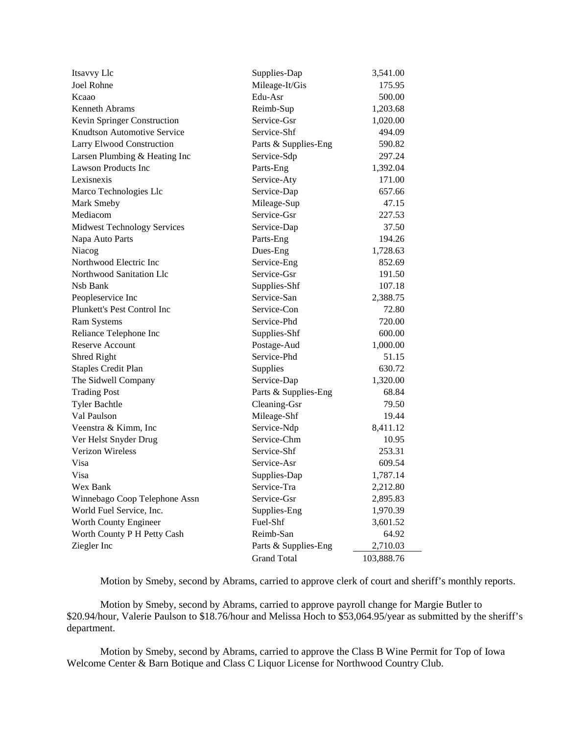| | | |
|---|---|---|
| Itsavvy Llc | Supplies-Dap | 3,541.00 |
| Joel Rohne | Mileage-It/Gis | 175.95 |
| Kcaao | Edu-Asr | 500.00 |
| Kenneth Abrams | Reimb-Sup | 1,203.68 |
| Kevin Springer Construction | Service-Gsr | 1,020.00 |
| Knudtson Automotive Service | Service-Shf | 494.09 |
| Larry Elwood Construction | Parts & Supplies-Eng | 590.82 |
| Larsen Plumbing & Heating Inc | Service-Sdp | 297.24 |
| Lawson Products Inc | Parts-Eng | 1,392.04 |
| Lexisnexis | Service-Aty | 171.00 |
| Marco Technologies Llc | Service-Dap | 657.66 |
| Mark Smeby | Mileage-Sup | 47.15 |
| Mediacom | Service-Gsr | 227.53 |
| Midwest Technology Services | Service-Dap | 37.50 |
| Napa Auto Parts | Parts-Eng | 194.26 |
| Niacog | Dues-Eng | 1,728.63 |
| Northwood Electric Inc | Service-Eng | 852.69 |
| Northwood Sanitation Llc | Service-Gsr | 191.50 |
| Nsb Bank | Supplies-Shf | 107.18 |
| Peopleservice Inc | Service-San | 2,388.75 |
| Plunkett's Pest Control Inc | Service-Con | 72.80 |
| Ram Systems | Service-Phd | 720.00 |
| Reliance Telephone Inc | Supplies-Shf | 600.00 |
| Reserve Account | Postage-Aud | 1,000.00 |
| Shred Right | Service-Phd | 51.15 |
| Staples Credit Plan | Supplies | 630.72 |
| The Sidwell Company | Service-Dap | 1,320.00 |
| Trading Post | Parts & Supplies-Eng | 68.84 |
| Tyler Bachtle | Cleaning-Gsr | 79.50 |
| Val Paulson | Mileage-Shf | 19.44 |
| Veenstra & Kimm, Inc | Service-Ndp | 8,411.12 |
| Ver Helst Snyder Drug | Service-Chm | 10.95 |
| Verizon Wireless | Service-Shf | 253.31 |
| Visa | Service-Asr | 609.54 |
| Visa | Supplies-Dap | 1,787.14 |
| Wex Bank | Service-Tra | 2,212.80 |
| Winnebago Coop Telephone Assn | Service-Gsr | 2,895.83 |
| World Fuel Service, Inc. | Supplies-Eng | 1,970.39 |
| Worth County Engineer | Fuel-Shf | 3,601.52 |
| Worth County P H Petty Cash | Reimb-San | 64.92 |
| Ziegler Inc | Parts & Supplies-Eng | 2,710.03 |
| | Grand Total | 103,888.76 |

Motion by Smeby, second by Abrams, carried to approve clerk of court and sheriff's monthly reports.

Motion by Smeby, second by Abrams, carried to approve payroll change for Margie Butler to \$20.94/hour, Valerie Paulson to \$18.76/hour and Melissa Hoch to \$53,064.95/year as submitted by the sheriff's department.

Motion by Smeby, second by Abrams, carried to approve the Class B Wine Permit for Top of Iowa Welcome Center & Barn Botique and Class C Liquor License for Northwood Country Club.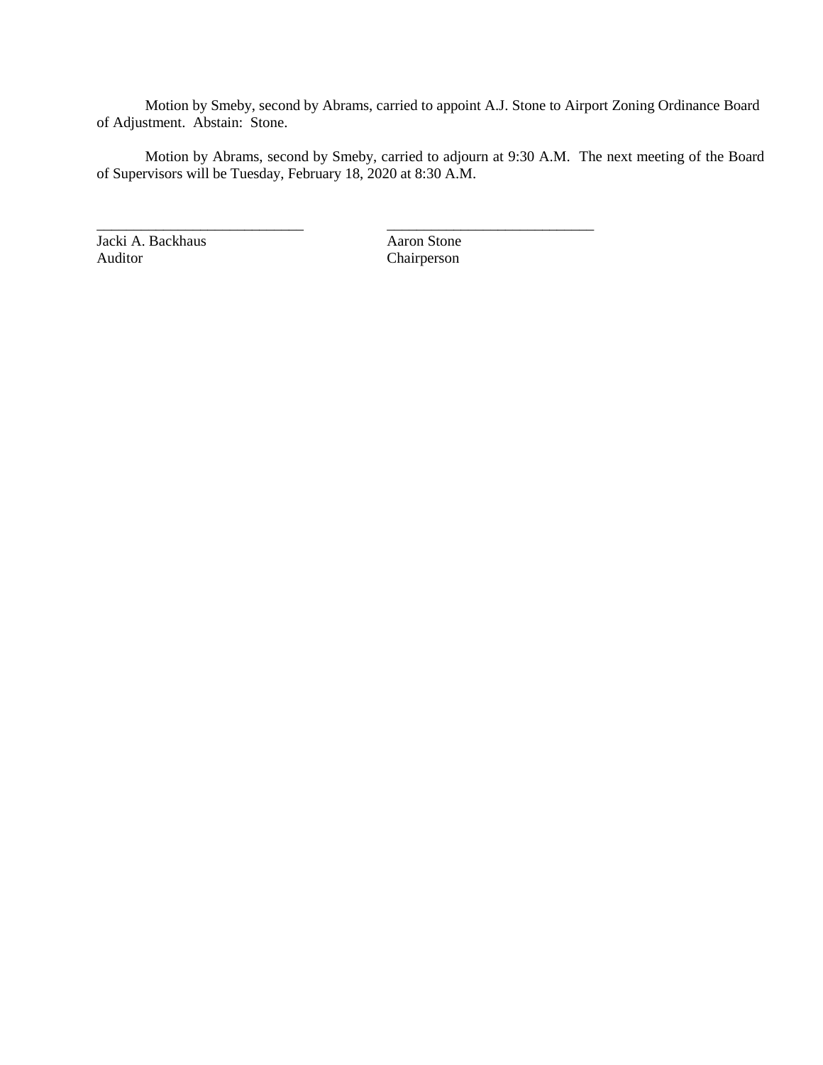Motion by Smeby, second by Abrams, carried to appoint A.J. Stone to Airport Zoning Ordinance Board of Adjustment. Abstain: Stone.

Motion by Abrams, second by Smeby, carried to adjourn at 9:30 A.M. The next meeting of the Board of Supervisors will be Tuesday, February 18, 2020 at 8:30 A.M.

| | |
|---|---|
| ____________________________ | ____________________________ |
| Jacki A. Backhaus | Aaron Stone |
| Auditor | Chairperson |